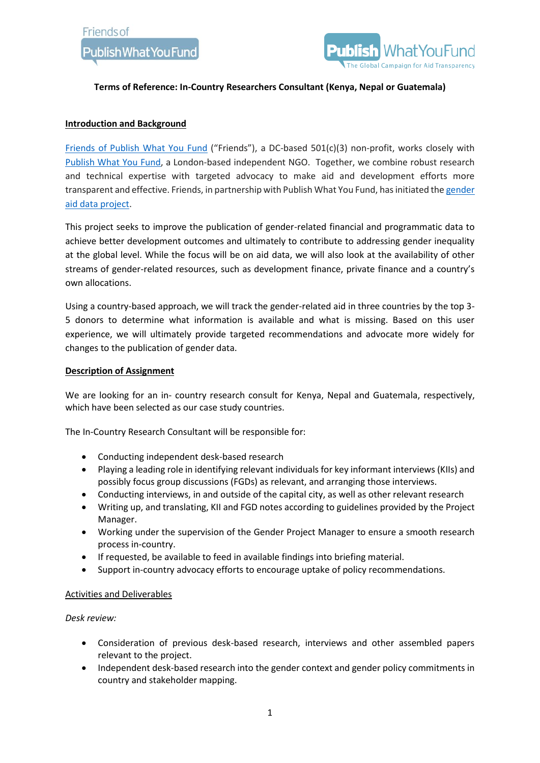**Terms of Reference: In-Country Researchers Consultant (Kenya, Nepal or Guatemala)**

## Introduction and Background

Friends of Publish What You Fund ("Friends"), a DC-based 501(c)(3) non-profit, works closely with Publish What You Fund, a London-based independent NGO. Together, we combine robust research and technical expertise with targeted advocacy to make aid and development efforts more transparent and effective. Friends, in partnership with Publish What You Fund, has initiated the gender aid data project.

This project seeks to improve the publication of gender-related financial and programmatic data to achieve better development outcomes and ultimately to contribute to addressing gender inequality at the global level. While the focus will be on aid data, we will also look at the availability of other streams of gender-related resources, such as development finance, private finance and a country's own allocations.

Using a country-based approach, we will track the gender-related aid in three countries by the top 3-5 donors to determine what information is available and what is missing. Based on this user experience, we will ultimately provide targeted recommendations and advocate more widely for changes to the publication of gender data.

## Description of Assignment

We are looking for an in- country research consult for Kenya, Nepal and Guatemala, respectively, which have been selected as our case study countries.

The In-Country Research Consultant will be responsible for:

- Conducting independent desk-based research
- Playing a leading role in identifying relevant individuals for key informant interviews (KIIs) and possibly focus group discussions (FGDs) as relevant, and arranging those interviews.
- Conducting interviews, in and outside of the capital city, as well as other relevant research
- Writing up, and translating, KII and FGD notes according to guidelines provided by the Project Manager.
- Working under the supervision of the Gender Project Manager to ensure a smooth research process in-country.
- If requested, be available to feed in available findings into briefing material.
- Support in-country advocacy efforts to encourage uptake of policy recommendations.

### Activities and Deliverables

*Desk review:*

- Consideration of previous desk-based research, interviews and other assembled papers relevant to the project.
- Independent desk-based research into the gender context and gender policy commitments in country and stakeholder mapping.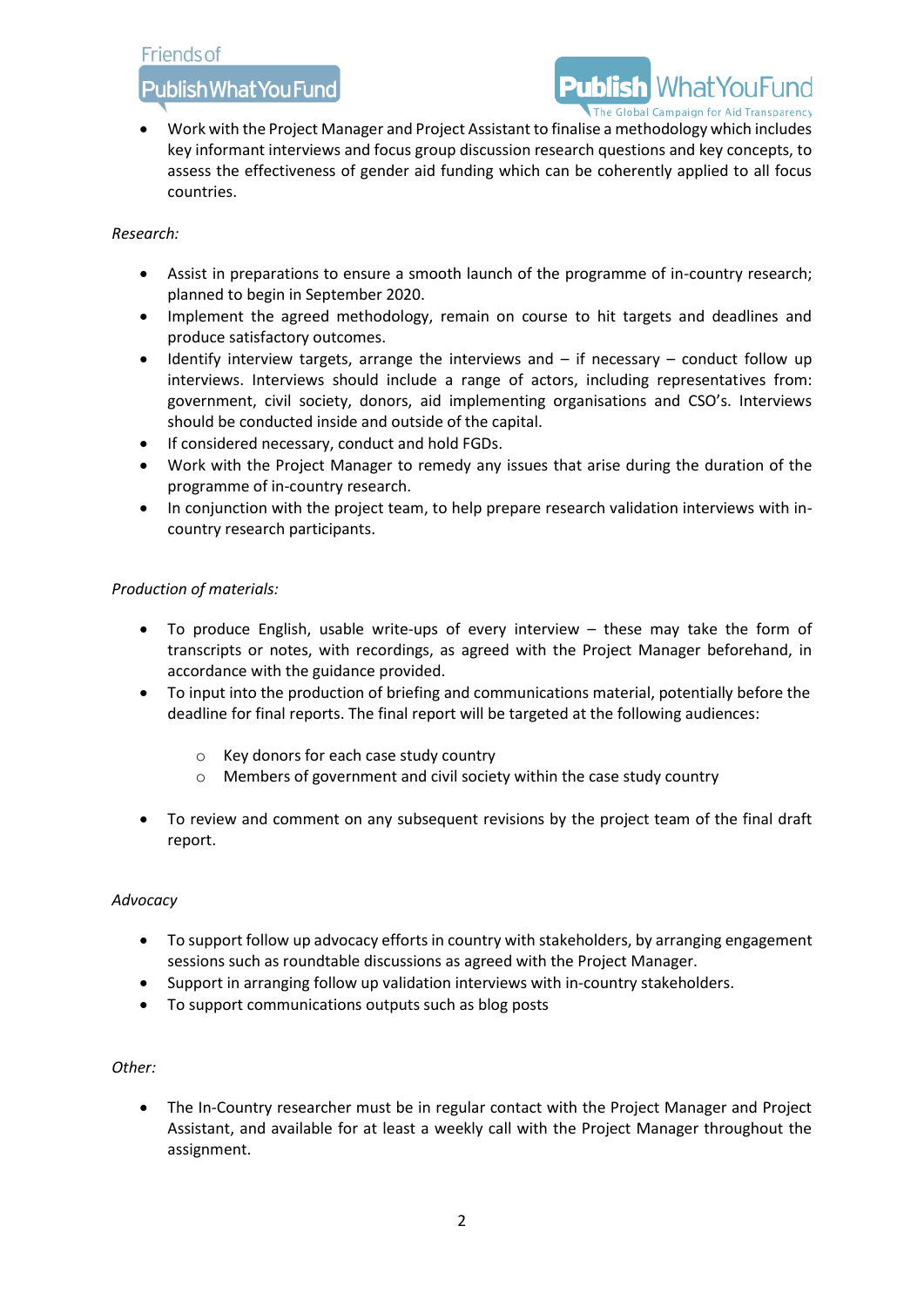- Work with the Project Manager and Project Assistant to finalise a methodology which includes key informant interviews and focus group discussion research questions and key concepts, to assess the effectiveness of gender aid funding which can be coherently applied to all focus countries.

*Research:*

- Assist in preparations to ensure a smooth launch of the programme of in-country research; planned to begin in September 2020.
- Implement the agreed methodology, remain on course to hit targets and deadlines and produce satisfactory outcomes.
- Identify interview targets, arrange the interviews and – if necessary – conduct follow up interviews. Interviews should include a range of actors, including representatives from: government, civil society, donors, aid implementing organisations and CSO's. Interviews should be conducted inside and outside of the capital.
- If considered necessary, conduct and hold FGDs.
- Work with the Project Manager to remedy any issues that arise during the duration of the programme of in-country research.
- In conjunction with the project team, to help prepare research validation interviews with in-country research participants.

*Production of materials:*

- To produce English, usable write-ups of every interview – these may take the form of transcripts or notes, with recordings, as agreed with the Project Manager beforehand, in accordance with the guidance provided.
- To input into the production of briefing and communications material, potentially before the deadline for final reports. The final report will be targeted at the following audiences:
    - Key donors for each case study country
    - Members of government and civil society within the case study country
- To review and comment on any subsequent revisions by the project team of the final draft report.

*Advocacy*

- To support follow up advocacy efforts in country with stakeholders, by arranging engagement sessions such as roundtable discussions as agreed with the Project Manager.
- Support in arranging follow up validation interviews with in-country stakeholders.
- To support communications outputs such as blog posts

*Other:*

- The In-Country researcher must be in regular contact with the Project Manager and Project Assistant, and available for at least a weekly call with the Project Manager throughout the assignment.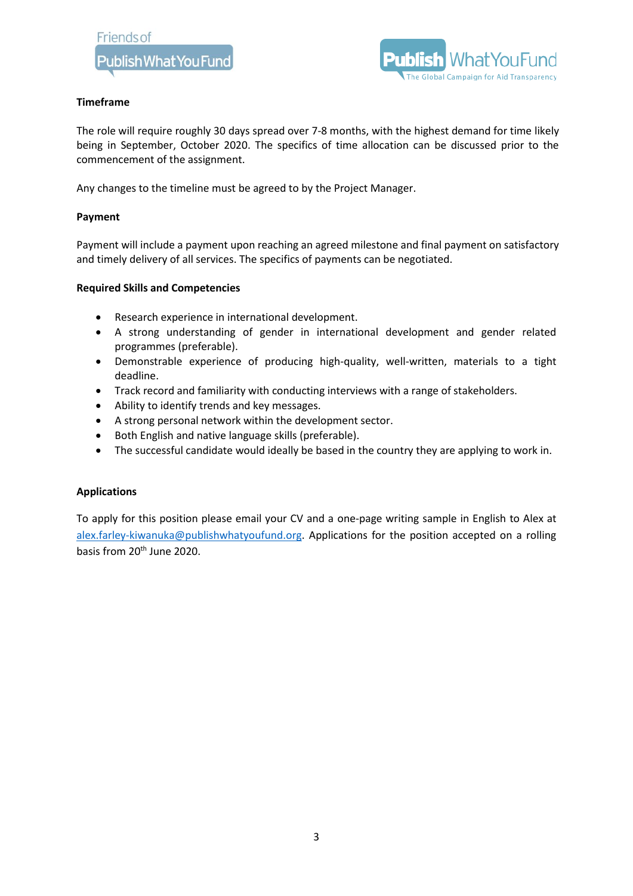**Timeframe**

The role will require roughly 30 days spread over 7-8 months, with the highest demand for time likely being in September, October 2020. The specifics of time allocation can be discussed prior to the commencement of the assignment.

Any changes to the timeline must be agreed to by the Project Manager.

**Payment**

Payment will include a payment upon reaching an agreed milestone and final payment on satisfactory and timely delivery of all services. The specifics of payments can be negotiated.

**Required Skills and Competencies**

- Research experience in international development.
- A strong understanding of gender in international development and gender related programmes (preferable).
- Demonstrable experience of producing high-quality, well-written, materials to a tight deadline.
- Track record and familiarity with conducting interviews with a range of stakeholders.
- Ability to identify trends and key messages.
- A strong personal network within the development sector.
- Both English and native language skills (preferable).
- The successful candidate would ideally be based in the country they are applying to work in.

**Applications**

To apply for this position please email your CV and a one-page writing sample in English to Alex at alex.farley-kiwanuka@publishwhatyoufund.org. Applications for the position accepted on a rolling basis from 20th June 2020.